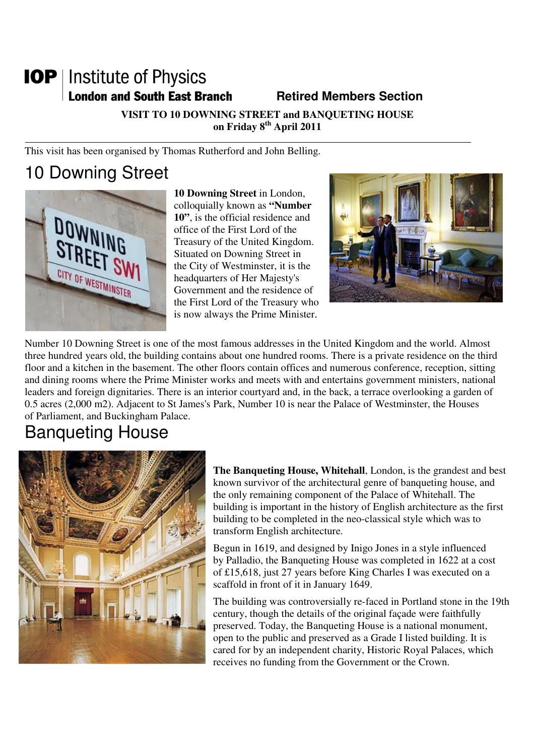**IOP | Institute of Physics**
**London and South East Branch** **Retired Members Section**

**VISIT TO 10 DOWNING STREET and BANQUETING HOUSE on Friday 8th April 2011**

---

This visit has been organised by Thomas Rutherford and John Belling.

# 10 Downing Street

**10 Downing Street** in London, colloquially known as **"Number 10"**, is the official residence and office of the First Lord of the Treasury of the United Kingdom. Situated on Downing Street in the City of Westminster, it is the headquarters of Her Majesty's Government and the residence of the First Lord of the Treasury who is now always the Prime Minister.

Number 10 Downing Street is one of the most famous addresses in the United Kingdom and the world. Almost three hundred years old, the building contains about one hundred rooms. There is a private residence on the third floor and a kitchen in the basement. The other floors contain offices and numerous conference, reception, sitting and dining rooms where the Prime Minister works and meets with and entertains government ministers, national leaders and foreign dignitaries. There is an interior courtyard and, in the back, a terrace overlooking a garden of 0.5 acres (2,000 m2). Adjacent to St James's Park, Number 10 is near the Palace of Westminster, the Houses of Parliament, and Buckingham Palace.

# Banqueting House

**The Banqueting House, Whitehall**, London, is the grandest and best known survivor of the architectural genre of banqueting house, and the only remaining component of the Palace of Whitehall. The building is important in the history of English architecture as the first building to be completed in the neo-classical style which was to transform English architecture.

Begun in 1619, and designed by Inigo Jones in a style influenced by Palladio, the Banqueting House was completed in 1622 at a cost of £15,618, just 27 years before King Charles I was executed on a scaffold in front of it in January 1649.

The building was controversially re-faced in Portland stone in the 19th century, though the details of the original façade were faithfully preserved. Today, the Banqueting House is a national monument, open to the public and preserved as a Grade I listed building. It is cared for by an independent charity, Historic Royal Palaces, which receives no funding from the Government or the Crown.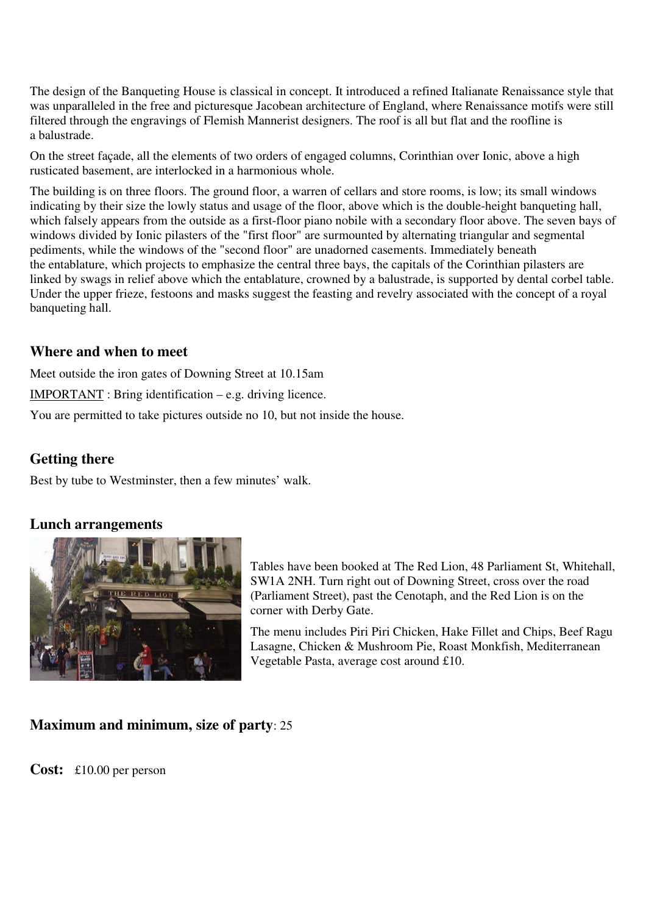The design of the Banqueting House is classical in concept. It introduced a refined Italianate Renaissance style that was unparalleled in the free and picturesque Jacobean architecture of England, where Renaissance motifs were still filtered through the engravings of Flemish Mannerist designers. The roof is all but flat and the roofline is a balustrade.

On the street façade, all the elements of two orders of engaged columns, Corinthian over Ionic, above a high rusticated basement, are interlocked in a harmonious whole.

The building is on three floors. The ground floor, a warren of cellars and store rooms, is low; its small windows indicating by their size the lowly status and usage of the floor, above which is the double-height banqueting hall, which falsely appears from the outside as a first-floor piano nobile with a secondary floor above. The seven bays of windows divided by Ionic pilasters of the "first floor" are surmounted by alternating triangular and segmental pediments, while the windows of the "second floor" are unadorned casements. Immediately beneath the entablature, which projects to emphasize the central three bays, the capitals of the Corinthian pilasters are linked by swags in relief above which the entablature, crowned by a balustrade, is supported by dental corbel table. Under the upper frieze, festoons and masks suggest the feasting and revelry associated with the concept of a royal banqueting hall.

### Where and when to meet

Meet outside the iron gates of Downing Street at 10.15am

IMPORTANT : Bring identification – e.g. driving licence.

You are permitted to take pictures outside no 10, but not inside the house.

### Getting there

Best by tube to Westminster, then a few minutes' walk.

### Lunch arrangements

Tables have been booked at The Red Lion, 48 Parliament St, Whitehall, SW1A 2NH. Turn right out of Downing Street, cross over the road (Parliament Street), past the Cenotaph, and the Red Lion is on the corner with Derby Gate.

The menu includes Piri Piri Chicken, Hake Fillet and Chips, Beef Ragu Lasagne, Chicken & Mushroom Pie, Roast Monkfish, Mediterranean Vegetable Pasta, average cost around £10.

### Maximum and minimum, size of party: 25

**Cost:** £10.00 per person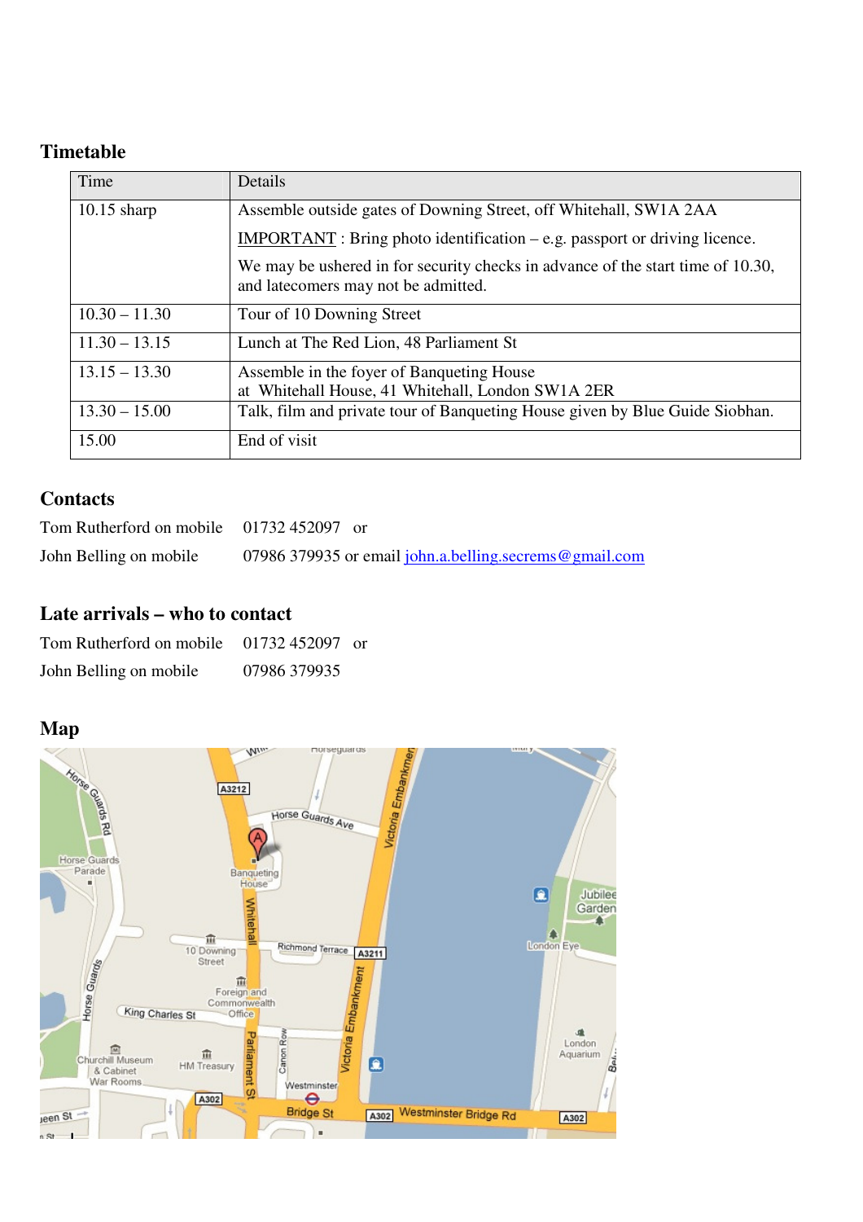## Timetable

| Time | Details |
|---|---|
| 10.15 sharp | Assemble outside gates of Downing Street, off Whitehall, SW1A 2AA<br>IMPORTANT : Bring photo identification – e.g. passport or driving licence.<br>We may be ushered in for security checks in advance of the start time of 10.30, and latecomers may not be admitted. |
| 10.30 – 11.30 | Tour of 10 Downing Street |
| 11.30 – 13.15 | Lunch at The Red Lion, 48 Parliament St |
| 13.15 – 13.30 | Assemble in the foyer of Banqueting House at Whitehall House, 41 Whitehall, London SW1A 2ER |
| 13.30 – 15.00 | Talk, film and private tour of Banqueting House given by Blue Guide Siobhan. |
| 15.00 | End of visit |

## Contacts

Tom Rutherford on mobile 01732 452097 or

John Belling on mobile 07986 379935 or email john.a.belling.secrems@gmail.com

## Late arrivals – who to contact

Tom Rutherford on mobile 01732 452097 or

John Belling on mobile 07986 379935

## Map

Horse Guards Rd
Horse Guards Parade
A3212
Horse Guards Ave
Horseguards
Victoria Embankment
Banqueting House
Whitehall
10 Downing Street
Richmond Terrace
A3211
Jubilee Gardens
London Eye
Foreign and Commonwealth Office
King Charles St
Horse Guards
Churchill Museum & Cabinet War Rooms
HM Treasury
Parliament St
Canon Row
London Aquarium
Westminster
A302
Bridge St
Westminster Bridge Rd